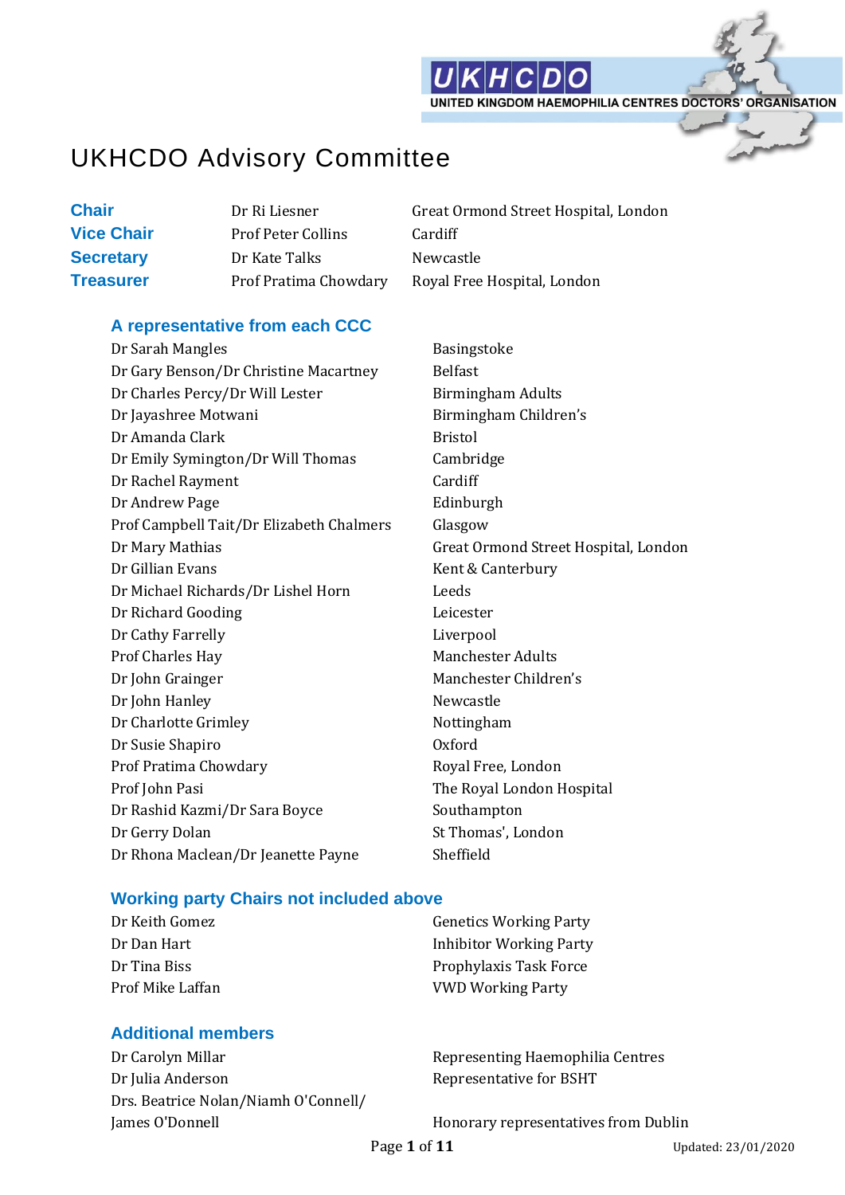# UKHCDO Advisory Committee

| | | |
|---|---|---|
| **Chair** | Dr Ri Liesner | Great Ormond Street Hospital, London |
| **Vice Chair** | Prof Peter Collins | Cardiff |
| **Secretary** | Dr Kate Talks | Newcastle |
| **Treasurer** | Prof Pratima Chowdary | Royal Free Hospital, London |

## A representative from each CCC

| | |
|---|---|
| Dr Sarah Mangles | Basingstoke |
| Dr Gary Benson/Dr Christine Macartney | Belfast |
| Dr Charles Percy/Dr Will Lester | Birmingham Adults |
| Dr Jayashree Motwani | Birmingham Children's |
| Dr Amanda Clark | Bristol |
| Dr Emily Symington/Dr Will Thomas | Cambridge |
| Dr Rachel Rayment | Cardiff |
| Dr Andrew Page | Edinburgh |
| Prof Campbell Tait/Dr Elizabeth Chalmers | Glasgow |
| Dr Mary Mathias | Great Ormond Street Hospital, London |
| Dr Gillian Evans | Kent & Canterbury |
| Dr Michael Richards/Dr Lishel Horn | Leeds |
| Dr Richard Gooding | Leicester |
| Dr Cathy Farrelly | Liverpool |
| Prof Charles Hay | Manchester Adults |
| Dr John Grainger | Manchester Children's |
| Dr John Hanley | Newcastle |
| Dr Charlotte Grimley | Nottingham |
| Dr Susie Shapiro | Oxford |
| Prof Pratima Chowdary | Royal Free, London |
| Prof John Pasi | The Royal London Hospital |
| Dr Rashid Kazmi/Dr Sara Boyce | Southampton |
| Dr Gerry Dolan | St Thomas', London |
| Dr Rhona Maclean/Dr Jeanette Payne | Sheffield |

## Working party Chairs not included above

| | |
|---|---|
| Dr Keith Gomez | Genetics Working Party |
| Dr Dan Hart | Inhibitor Working Party |
| Dr Tina Biss | Prophylaxis Task Force |
| Prof Mike Laffan | VWD Working Party |

## Additional members

| | |
|---|---|
| Dr Carolyn Millar | Representing Haemophilia Centres |
| Dr Julia Anderson | Representative for BSHT |
| Drs. Beatrice Nolan/Niamh O'Connell/ James O'Donnell | Honorary representatives from Dublin |

Updated: 23/01/2020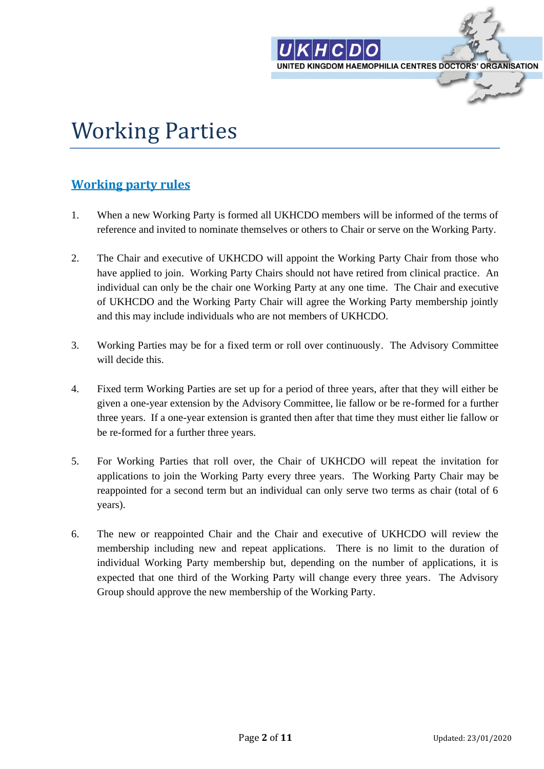# Working Parties

## Working party rules

1. When a new Working Party is formed all UKHCDO members will be informed of the terms of reference and invited to nominate themselves or others to Chair or serve on the Working Party.

2. The Chair and executive of UKHCDO will appoint the Working Party Chair from those who have applied to join. Working Party Chairs should not have retired from clinical practice. An individual can only be the chair one Working Party at any one time. The Chair and executive of UKHCDO and the Working Party Chair will agree the Working Party membership jointly and this may include individuals who are not members of UKHCDO.

3. Working Parties may be for a fixed term or roll over continuously. The Advisory Committee will decide this.

4. Fixed term Working Parties are set up for a period of three years, after that they will either be given a one-year extension by the Advisory Committee, lie fallow or be re-formed for a further three years. If a one-year extension is granted then after that time they must either lie fallow or be re-formed for a further three years.

5. For Working Parties that roll over, the Chair of UKHCDO will repeat the invitation for applications to join the Working Party every three years. The Working Party Chair may be reappointed for a second term but an individual can only serve two terms as chair (total of 6 years).

6. The new or reappointed Chair and the Chair and executive of UKHCDO will review the membership including new and repeat applications. There is no limit to the duration of individual Working Party membership but, depending on the number of applications, it is expected that one third of the Working Party will change every three years. The Advisory Group should approve the new membership of the Working Party.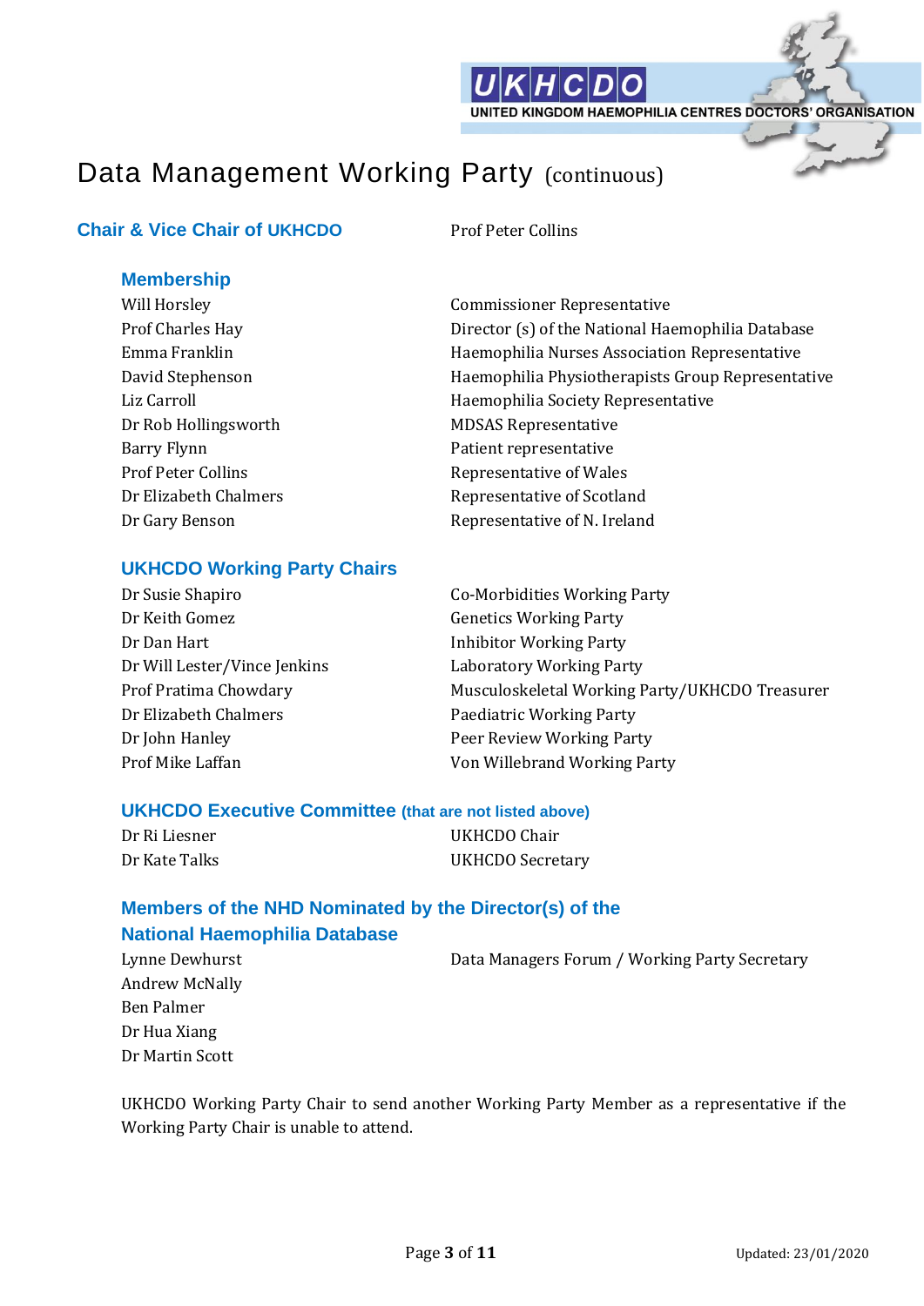# Data Management Working Party (continuous)

## Chair & Vice Chair of UKHCDO

Prof Peter Collins

### Membership

| | |
|---|---|
| Will Horsley | Commissioner Representative |
| Prof Charles Hay | Director (s) of the National Haemophilia Database |
| Emma Franklin | Haemophilia Nurses Association Representative |
| David Stephenson | Haemophilia Physiotherapists Group Representative |
| Liz Carroll | Haemophilia Society Representative |
| Dr Rob Hollingsworth | MDSAS Representative |
| Barry Flynn | Patient representative |
| Prof Peter Collins | Representative of Wales |
| Dr Elizabeth Chalmers | Representative of Scotland |
| Dr Gary Benson | Representative of N. Ireland |

### UKHCDO Working Party Chairs

| | |
|---|---|
| Dr Susie Shapiro | Co-Morbidities Working Party |
| Dr Keith Gomez | Genetics Working Party |
| Dr Dan Hart | Inhibitor Working Party |
| Dr Will Lester/Vince Jenkins | Laboratory Working Party |
| Prof Pratima Chowdary | Musculoskeletal Working Party/UKHCDO Treasurer |
| Dr Elizabeth Chalmers | Paediatric Working Party |
| Dr John Hanley | Peer Review Working Party |
| Prof Mike Laffan | Von Willebrand Working Party |

### UKHCDO Executive Committee (that are not listed above)

| | |
|---|---|
| Dr Ri Liesner | UKHCDO Chair |
| Dr Kate Talks | UKHCDO Secretary |

### Members of the NHD Nominated by the Director(s) of the National Haemophilia Database

| | |
|---|---|
| Lynne Dewhurst | Data Managers Forum / Working Party Secretary |
| Andrew McNally | |
| Ben Palmer | |
| Dr Hua Xiang | |
| Dr Martin Scott | |

UKHCDO Working Party Chair to send another Working Party Member as a representative if the Working Party Chair is unable to attend.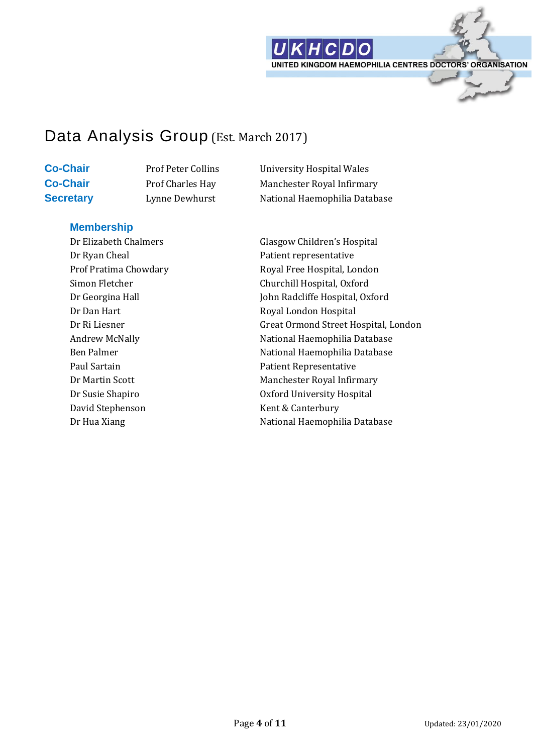# Data Analysis Group (Est. March 2017)

| | | |
|---|---|---|
| **Co-Chair** | Prof Peter Collins | University Hospital Wales |
| **Co-Chair** | Prof Charles Hay | Manchester Royal Infirmary |
| **Secretary** | Lynne Dewhurst | National Haemophilia Database |

## Membership

| | |
|---|---|
| Dr Elizabeth Chalmers | Glasgow Children's Hospital |
| Dr Ryan Cheal | Patient representative |
| Prof Pratima Chowdary | Royal Free Hospital, London |
| Simon Fletcher | Churchill Hospital, Oxford |
| Dr Georgina Hall | John Radcliffe Hospital, Oxford |
| Dr Dan Hart | Royal London Hospital |
| Dr Ri Liesner | Great Ormond Street Hospital, London |
| Andrew McNally | National Haemophilia Database |
| Ben Palmer | National Haemophilia Database |
| Paul Sartain | Patient Representative |
| Dr Martin Scott | Manchester Royal Infirmary |
| Dr Susie Shapiro | Oxford University Hospital |
| David Stephenson | Kent & Canterbury |
| Dr Hua Xiang | National Haemophilia Database |

Updated: 23/01/2020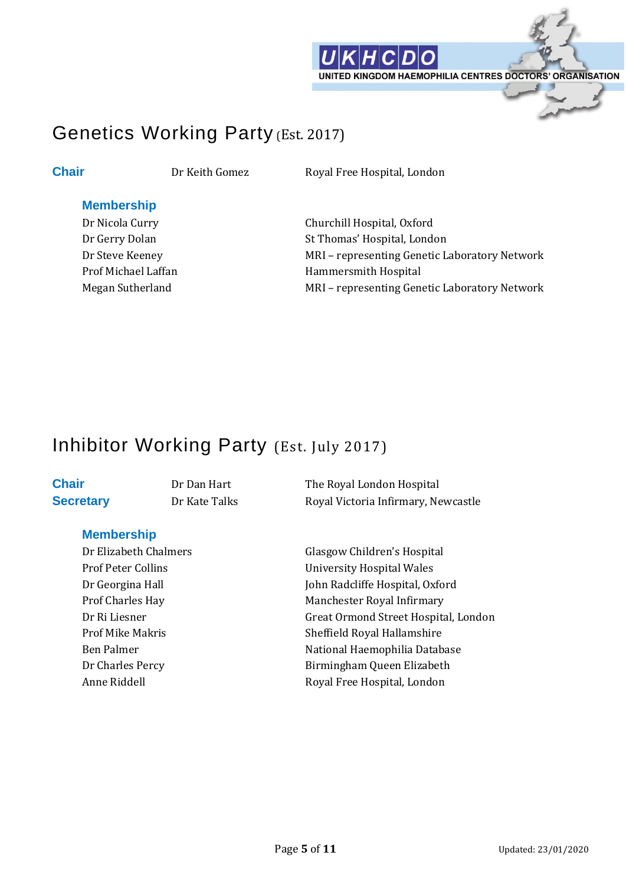## Genetics Working Party (Est. 2017)

| | | |
|---|---|---|
| **Chair** | Dr Keith Gomez | Royal Free Hospital, London |

### Membership

| | |
|---|---|
| Dr Nicola Curry | Churchill Hospital, Oxford |
| Dr Gerry Dolan | St Thomas' Hospital, London |
| Dr Steve Keeney | MRI – representing Genetic Laboratory Network |
| Prof Michael Laffan | Hammersmith Hospital |
| Megan Sutherland | MRI – representing Genetic Laboratory Network |

## Inhibitor Working Party (Est. July 2017)

| | | |
|---|---|---|
| **Chair** | Dr Dan Hart | The Royal London Hospital |
| **Secretary** | Dr Kate Talks | Royal Victoria Infirmary, Newcastle |

### Membership

| | |
|---|---|
| Dr Elizabeth Chalmers | Glasgow Children's Hospital |
| Prof Peter Collins | University Hospital Wales |
| Dr Georgina Hall | John Radcliffe Hospital, Oxford |
| Prof Charles Hay | Manchester Royal Infirmary |
| Dr Ri Liesner | Great Ormond Street Hospital, London |
| Prof Mike Makris | Sheffield Royal Hallamshire |
| Ben Palmer | National Haemophilia Database |
| Dr Charles Percy | Birmingham Queen Elizabeth |
| Anne Riddell | Royal Free Hospital, London |

Updated: 23/01/2020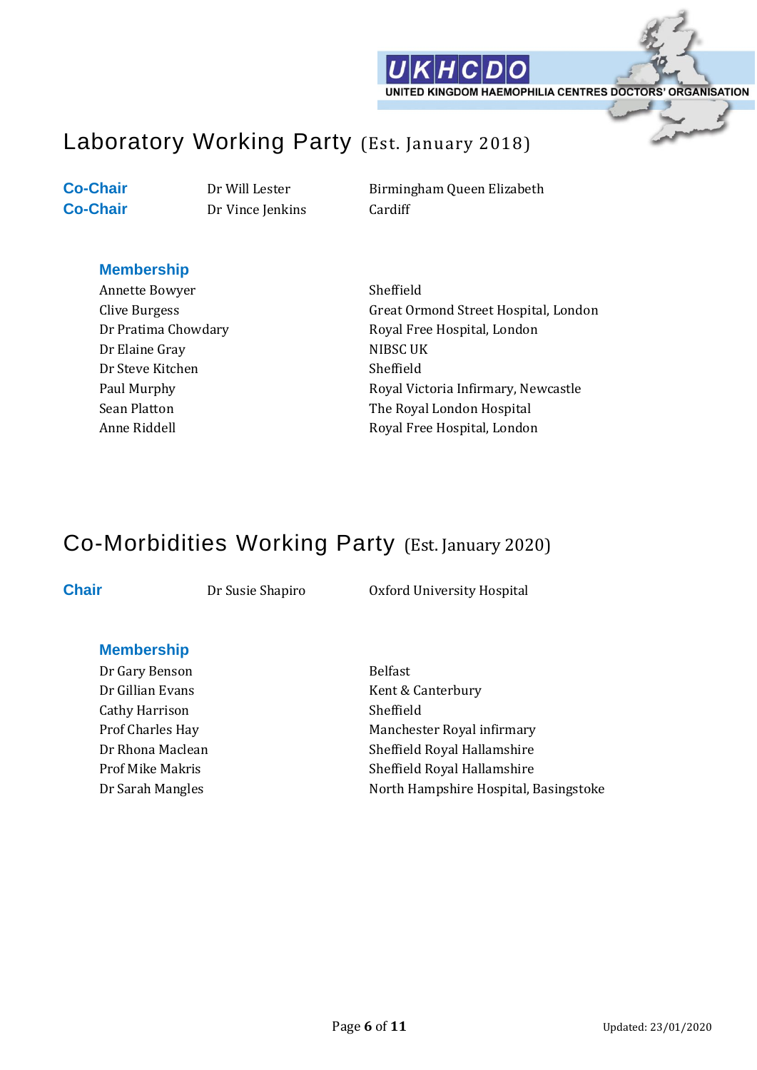# Laboratory Working Party (Est. January 2018)

| | | |
|---|---|---|
| **Co-Chair** | Dr Will Lester | Birmingham Queen Elizabeth |
| **Co-Chair** | Dr Vince Jenkins | Cardiff |

### Membership

| | |
|---|---|
| Annette Bowyer | Sheffield |
| Clive Burgess | Great Ormond Street Hospital, London |
| Dr Pratima Chowdary | Royal Free Hospital, London |
| Dr Elaine Gray | NIBSC UK |
| Dr Steve Kitchen | Sheffield |
| Paul Murphy | Royal Victoria Infirmary, Newcastle |
| Sean Platton | The Royal London Hospital |
| Anne Riddell | Royal Free Hospital, London |

# Co-Morbidities Working Party (Est. January 2020)

| | | |
|---|---|---|
| **Chair** | Dr Susie Shapiro | Oxford University Hospital |

### Membership

| | |
|---|---|
| Dr Gary Benson | Belfast |
| Dr Gillian Evans | Kent & Canterbury |
| Cathy Harrison | Sheffield |
| Prof Charles Hay | Manchester Royal infirmary |
| Dr Rhona Maclean | Sheffield Royal Hallamshire |
| Prof Mike Makris | Sheffield Royal Hallamshire |
| Dr Sarah Mangles | North Hampshire Hospital, Basingstoke |

Updated: 23/01/2020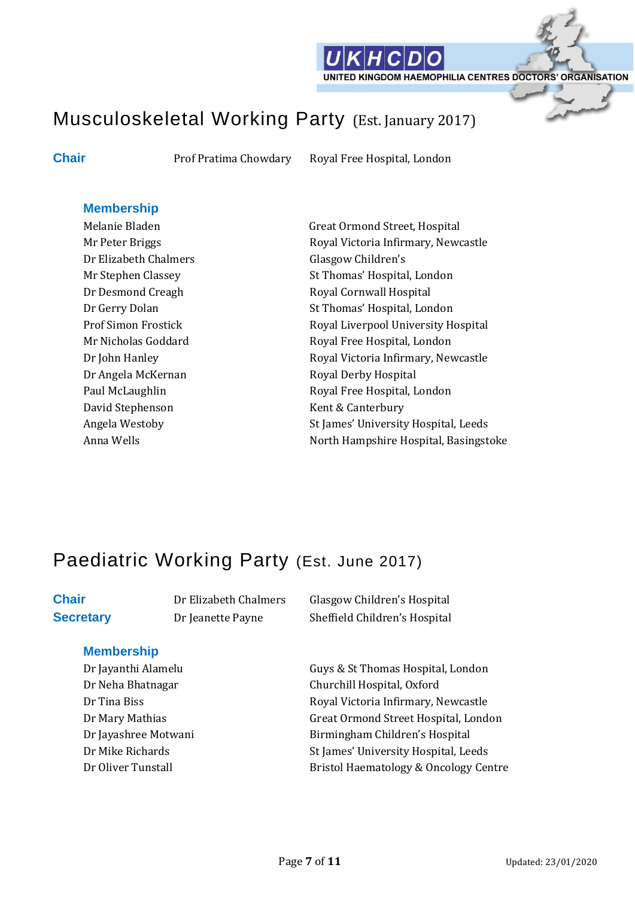# Musculoskeletal Working Party (Est. January 2017)

| | | |
|---|---|---|
| **Chair** | Prof Pratima Chowdary | Royal Free Hospital, London |

### Membership

| | |
|---|---|
| Melanie Bladen | Great Ormond Street, Hospital |
| Mr Peter Briggs | Royal Victoria Infirmary, Newcastle |
| Dr Elizabeth Chalmers | Glasgow Children's |
| Mr Stephen Classey | St Thomas' Hospital, London |
| Dr Desmond Creagh | Royal Cornwall Hospital |
| Dr Gerry Dolan | St Thomas' Hospital, London |
| Prof Simon Frostick | Royal Liverpool University Hospital |
| Mr Nicholas Goddard | Royal Free Hospital, London |
| Dr John Hanley | Royal Victoria Infirmary, Newcastle |
| Dr Angela McKernan | Royal Derby Hospital |
| Paul McLaughlin | Royal Free Hospital, London |
| David Stephenson | Kent & Canterbury |
| Angela Westoby | St James' University Hospital, Leeds |
| Anna Wells | North Hampshire Hospital, Basingstoke |

# Paediatric Working Party (Est. June 2017)

| | | |
|---|---|---|
| **Chair** | Dr Elizabeth Chalmers | Glasgow Children's Hospital |
| **Secretary** | Dr Jeanette Payne | Sheffield Children's Hospital |

### Membership

| | |
|---|---|
| Dr Jayanthi Alamelu | Guys & St Thomas Hospital, London |
| Dr Neha Bhatnagar | Churchill Hospital, Oxford |
| Dr Tina Biss | Royal Victoria Infirmary, Newcastle |
| Dr Mary Mathias | Great Ormond Street Hospital, London |
| Dr Jayashree Motwani | Birmingham Children's Hospital |
| Dr Mike Richards | St James' University Hospital, Leeds |
| Dr Oliver Tunstall | Bristol Haematology & Oncology Centre |

Updated: 23/01/2020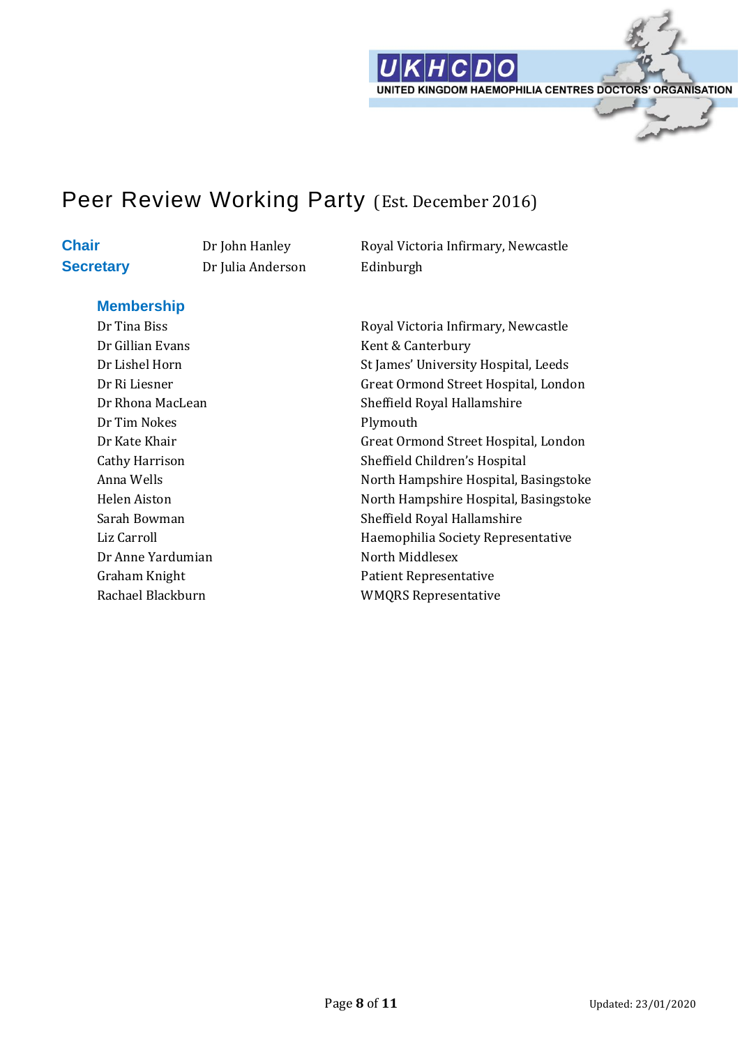# Peer Review Working Party (Est. December 2016)

| | | |
|---|---|---|
| **Chair** | Dr John Hanley | Royal Victoria Infirmary, Newcastle |
| **Secretary** | Dr Julia Anderson | Edinburgh |

## Membership

| | |
|---|---|
| Dr Tina Biss | Royal Victoria Infirmary, Newcastle |
| Dr Gillian Evans | Kent & Canterbury |
| Dr Lishel Horn | St James' University Hospital, Leeds |
| Dr Ri Liesner | Great Ormond Street Hospital, London |
| Dr Rhona MacLean | Sheffield Royal Hallamshire |
| Dr Tim Nokes | Plymouth |
| Dr Kate Khair | Great Ormond Street Hospital, London |
| Cathy Harrison | Sheffield Children's Hospital |
| Anna Wells | North Hampshire Hospital, Basingstoke |
| Helen Aiston | North Hampshire Hospital, Basingstoke |
| Sarah Bowman | Sheffield Royal Hallamshire |
| Liz Carroll | Haemophilia Society Representative |
| Dr Anne Yardumian | North Middlesex |
| Graham Knight | Patient Representative |
| Rachael Blackburn | WMQRS Representative |

Updated: 23/01/2020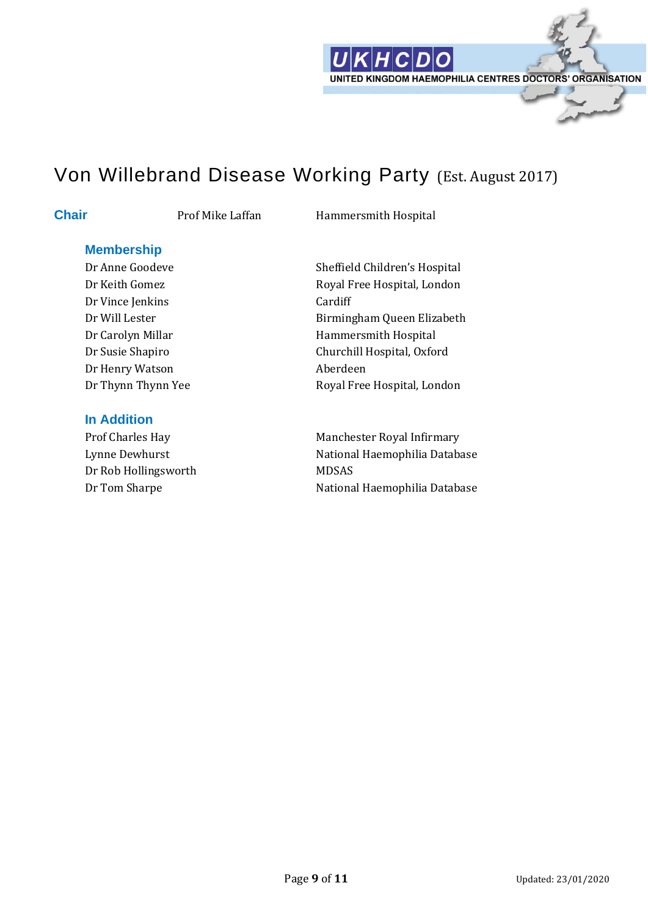# Von Willebrand Disease Working Party (Est. August 2017)

**Chair** Prof Mike Laffan — Hammersmith Hospital

## Membership

| | |
|---|---|
| Dr Anne Goodeve | Sheffield Children's Hospital |
| Dr Keith Gomez | Royal Free Hospital, London |
| Dr Vince Jenkins | Cardiff |
| Dr Will Lester | Birmingham Queen Elizabeth |
| Dr Carolyn Millar | Hammersmith Hospital |
| Dr Susie Shapiro | Churchill Hospital, Oxford |
| Dr Henry Watson | Aberdeen |
| Dr Thynn Thynn Yee | Royal Free Hospital, London |

## In Addition

| | |
|---|---|
| Prof Charles Hay | Manchester Royal Infirmary |
| Lynne Dewhurst | National Haemophilia Database |
| Dr Rob Hollingsworth | MDSAS |
| Dr Tom Sharpe | National Haemophilia Database |

Updated: 23/01/2020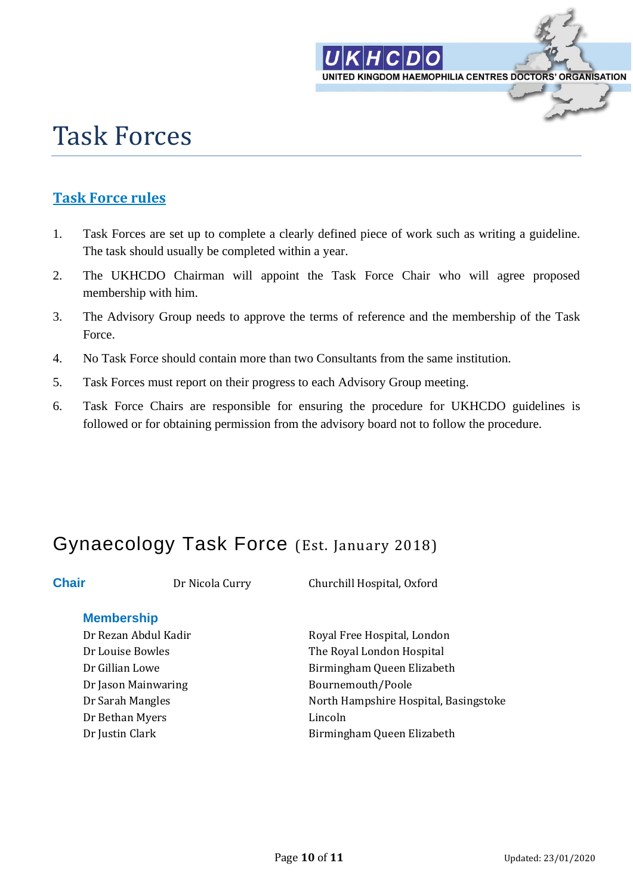# Task Forces

## Task Force rules

1. Task Forces are set up to complete a clearly defined piece of work such as writing a guideline. The task should usually be completed within a year.
2. The UKHCDO Chairman will appoint the Task Force Chair who will agree proposed membership with him.
3. The Advisory Group needs to approve the terms of reference and the membership of the Task Force.
4. No Task Force should contain more than two Consultants from the same institution.
5. Task Forces must report on their progress to each Advisory Group meeting.
6. Task Force Chairs are responsible for ensuring the procedure for UKHCDO guidelines is followed or for obtaining permission from the advisory board not to follow the procedure.

## Gynaecology Task Force (Est. January 2018)

**Chair** Dr Nicola Curry — Churchill Hospital, Oxford

**Membership**

| | |
|---|---|
| Dr Rezan Abdul Kadir | Royal Free Hospital, London |
| Dr Louise Bowles | The Royal London Hospital |
| Dr Gillian Lowe | Birmingham Queen Elizabeth |
| Dr Jason Mainwaring | Bournemouth/Poole |
| Dr Sarah Mangles | North Hampshire Hospital, Basingstoke |
| Dr Bethan Myers | Lincoln |
| Dr Justin Clark | Birmingham Queen Elizabeth |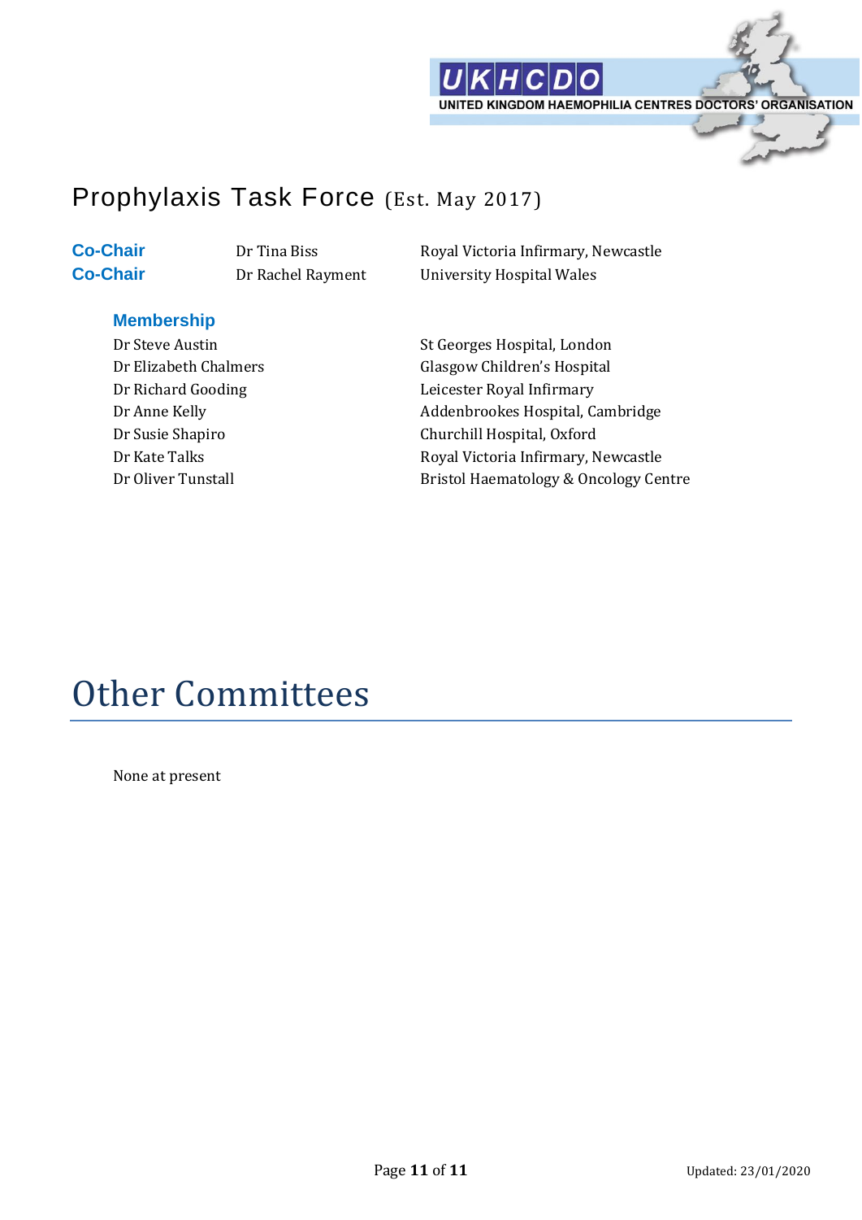## Prophylaxis Task Force (Est. May 2017)

| | | |
|---|---|---|
| **Co-Chair** | Dr Tina Biss | Royal Victoria Infirmary, Newcastle |
| **Co-Chair** | Dr Rachel Rayment | University Hospital Wales |

### Membership

| | |
|---|---|
| Dr Steve Austin | St Georges Hospital, London |
| Dr Elizabeth Chalmers | Glasgow Children's Hospital |
| Dr Richard Gooding | Leicester Royal Infirmary |
| Dr Anne Kelly | Addenbrookes Hospital, Cambridge |
| Dr Susie Shapiro | Churchill Hospital, Oxford |
| Dr Kate Talks | Royal Victoria Infirmary, Newcastle |
| Dr Oliver Tunstall | Bristol Haematology & Oncology Centre |

# Other Committees

None at present